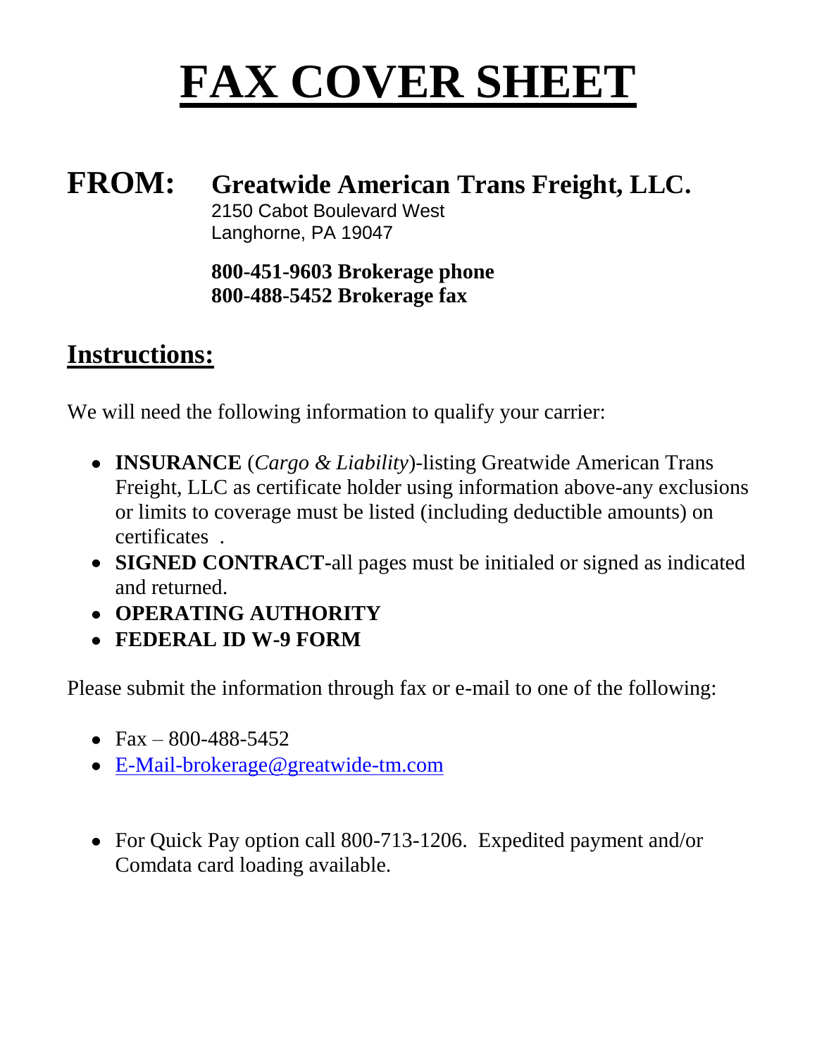# FAX COVER SHEET

## FROM: Greatwide American Trans Freight, LLC.

2150 Cabot Boulevard West
Langhorne, PA 19047

**800-451-9603 Brokerage phone**
**800-488-5452 Brokerage fax**

## Instructions:

We will need the following information to qualify your carrier:

- **INSURANCE** (*Cargo & Liability*)-listing Greatwide American Trans Freight, LLC as certificate holder using information above-any exclusions or limits to coverage must be listed (including deductible amounts) on certificates .
- **SIGNED CONTRACT-**all pages must be initialed or signed as indicated and returned.
- **OPERATING AUTHORITY**
- **FEDERAL ID W-9 FORM**

Please submit the information through fax or e-mail to one of the following:

- Fax – 800-488-5452
- E-Mail-brokerage@greatwide-tm.com

- For Quick Pay option call 800-713-1206. Expedited payment and/or Comdata card loading available.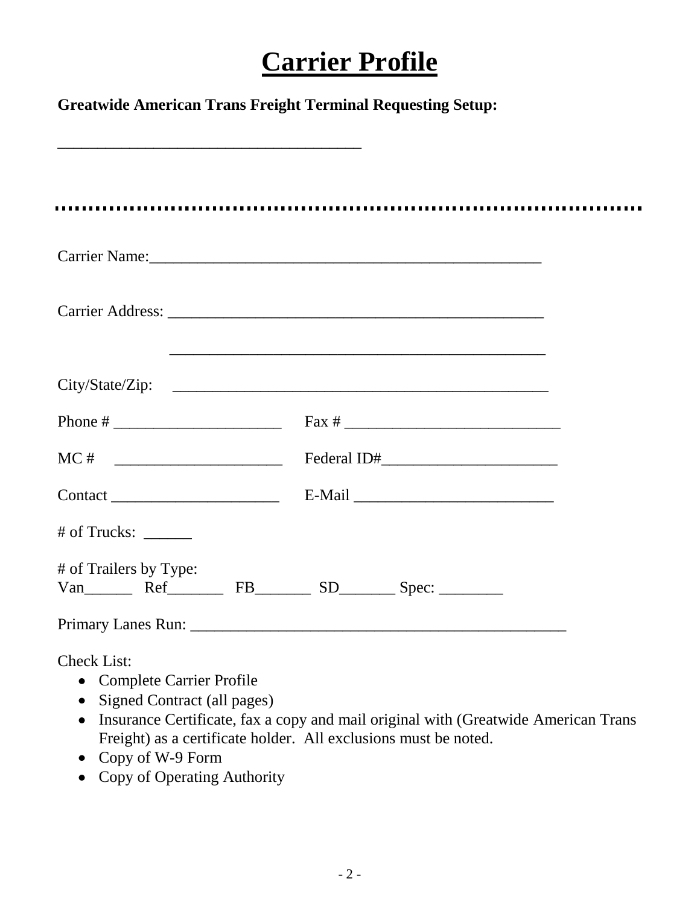# Carrier Profile

**Greatwide American Trans Freight Terminal Requesting Setup:**

_________________________________________

---

Carrier Name:_____________________________________________________

Carrier Address: __________________________________________________

_________________________________________________

City/State/Zip: _________________________________________________

Phone # _____________________ Fax # ___________________________

MC # _____________________ Federal ID#______________________

Contact _____________________ E-Mail _________________________

# of Trucks: ______

# of Trailers by Type:
Van______ Ref_______ FB_______ SD_______ Spec: ________

Primary Lanes Run: ________________________________________________

Check List:

- Complete Carrier Profile
- Signed Contract (all pages)
- Insurance Certificate, fax a copy and mail original with (Greatwide American Trans Freight) as a certificate holder. All exclusions must be noted.
- Copy of W-9 Form
- Copy of Operating Authority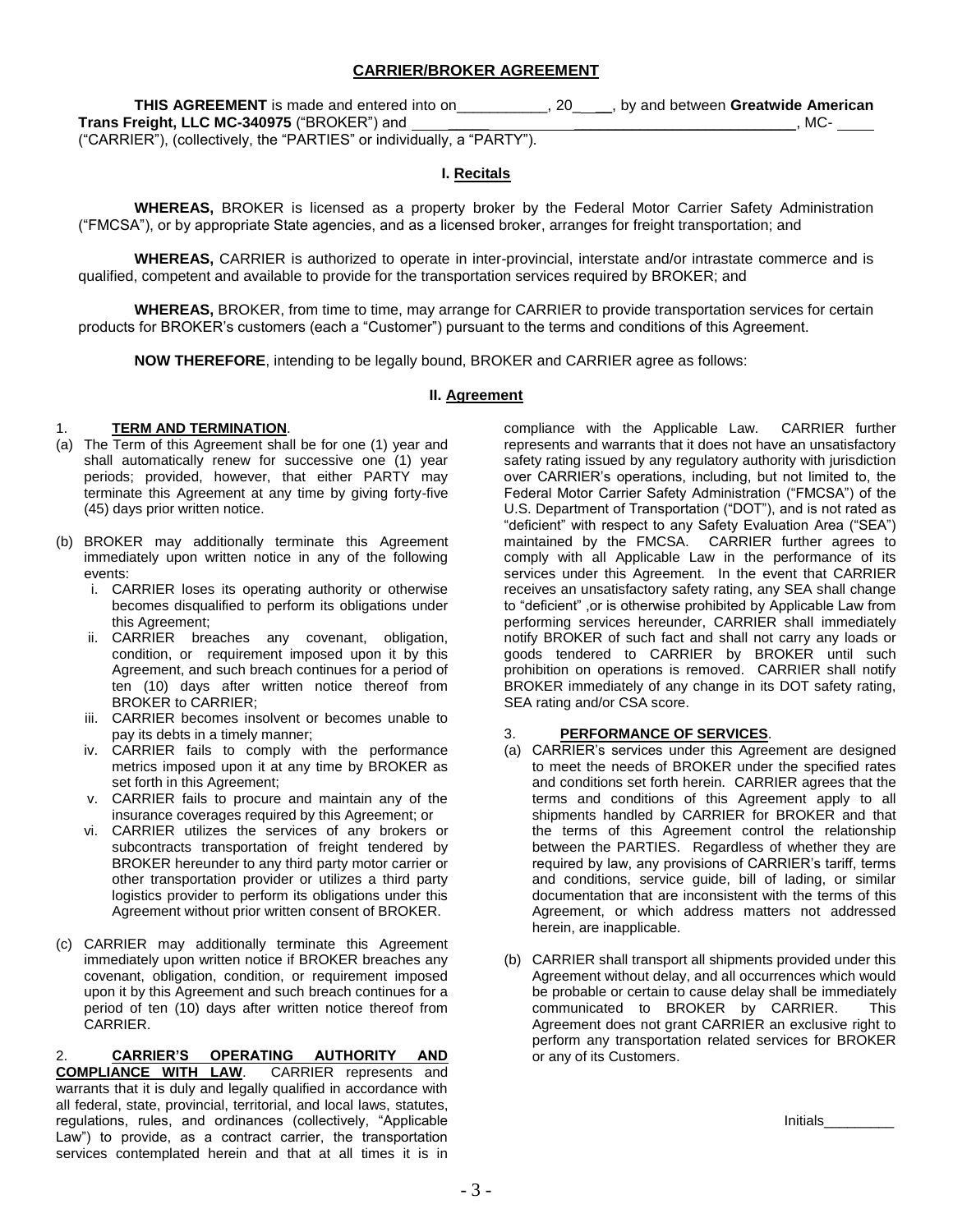## CARRIER/BROKER AGREEMENT

**THIS AGREEMENT** is made and entered into on___________, 20_____, by and between **Greatwide American Trans Freight, LLC MC-340975** ("BROKER") and ______________________________________________, MC- ____ ("CARRIER"), (collectively, the "PARTIES" or individually, a "PARTY").

### I. Recitals

**WHEREAS,** BROKER is licensed as a property broker by the Federal Motor Carrier Safety Administration ("FMCSA"), or by appropriate State agencies, and as a licensed broker, arranges for freight transportation; and

**WHEREAS,** CARRIER is authorized to operate in inter-provincial, interstate and/or intrastate commerce and is qualified, competent and available to provide for the transportation services required by BROKER; and

**WHEREAS,** BROKER, from time to time, may arrange for CARRIER to provide transportation services for certain products for BROKER's customers (each a "Customer") pursuant to the terms and conditions of this Agreement.

**NOW THEREFORE**, intending to be legally bound, BROKER and CARRIER agree as follows:

### II. Agreement

1. **TERM AND TERMINATION**.

(a) The Term of this Agreement shall be for one (1) year and shall automatically renew for successive one (1) year periods; provided, however, that either PARTY may terminate this Agreement at any time by giving forty-five (45) days prior written notice.

(b) BROKER may additionally terminate this Agreement immediately upon written notice in any of the following events:

i. CARRIER loses its operating authority or otherwise becomes disqualified to perform its obligations under this Agreement;
ii. CARRIER breaches any covenant, obligation, condition, or requirement imposed upon it by this Agreement, and such breach continues for a period of ten (10) days after written notice thereof from BROKER to CARRIER;
iii. CARRIER becomes insolvent or becomes unable to pay its debts in a timely manner;
iv. CARRIER fails to comply with the performance metrics imposed upon it at any time by BROKER as set forth in this Agreement;
v. CARRIER fails to procure and maintain any of the insurance coverages required by this Agreement; or
vi. CARRIER utilizes the services of any brokers or subcontracts transportation of freight tendered by BROKER hereunder to any third party motor carrier or other transportation provider or utilizes a third party logistics provider to perform its obligations under this Agreement without prior written consent of BROKER.

(c) CARRIER may additionally terminate this Agreement immediately upon written notice if BROKER breaches any covenant, obligation, condition, or requirement imposed upon it by this Agreement and such breach continues for a period of ten (10) days after written notice thereof from CARRIER.

2. **CARRIER'S OPERATING AUTHORITY AND COMPLIANCE WITH LAW**. CARRIER represents and warrants that it is duly and legally qualified in accordance with all federal, state, provincial, territorial, and local laws, statutes, regulations, rules, and ordinances (collectively, "Applicable Law") to provide, as a contract carrier, the transportation services contemplated herein and that at all times it is in compliance with the Applicable Law. CARRIER further represents and warrants that it does not have an unsatisfactory safety rating issued by any regulatory authority with jurisdiction over CARRIER's operations, including, but not limited to, the Federal Motor Carrier Safety Administration ("FMCSA") of the U.S. Department of Transportation ("DOT"), and is not rated as "deficient" with respect to any Safety Evaluation Area ("SEA") maintained by the FMCSA. CARRIER further agrees to comply with all Applicable Law in the performance of its services under this Agreement. In the event that CARRIER receives an unsatisfactory safety rating, any SEA shall change to "deficient" ,or is otherwise prohibited by Applicable Law from performing services hereunder, CARRIER shall immediately notify BROKER of such fact and shall not carry any loads or goods tendered to CARRIER by BROKER until such prohibition on operations is removed. CARRIER shall notify BROKER immediately of any change in its DOT safety rating, SEA rating and/or CSA score.

3. **PERFORMANCE OF SERVICES**.

(a) CARRIER's services under this Agreement are designed to meet the needs of BROKER under the specified rates and conditions set forth herein. CARRIER agrees that the terms and conditions of this Agreement apply to all shipments handled by CARRIER for BROKER and that the terms of this Agreement control the relationship between the PARTIES. Regardless of whether they are required by law, any provisions of CARRIER's tariff, terms and conditions, service guide, bill of lading, or similar documentation that are inconsistent with the terms of this Agreement, or which address matters not addressed herein, are inapplicable.

(b) CARRIER shall transport all shipments provided under this Agreement without delay, and all occurrences which would be probable or certain to cause delay shall be immediately communicated to BROKER by CARRIER. This Agreement does not grant CARRIER an exclusive right to perform any transportation related services for BROKER or any of its Customers.

Initials_________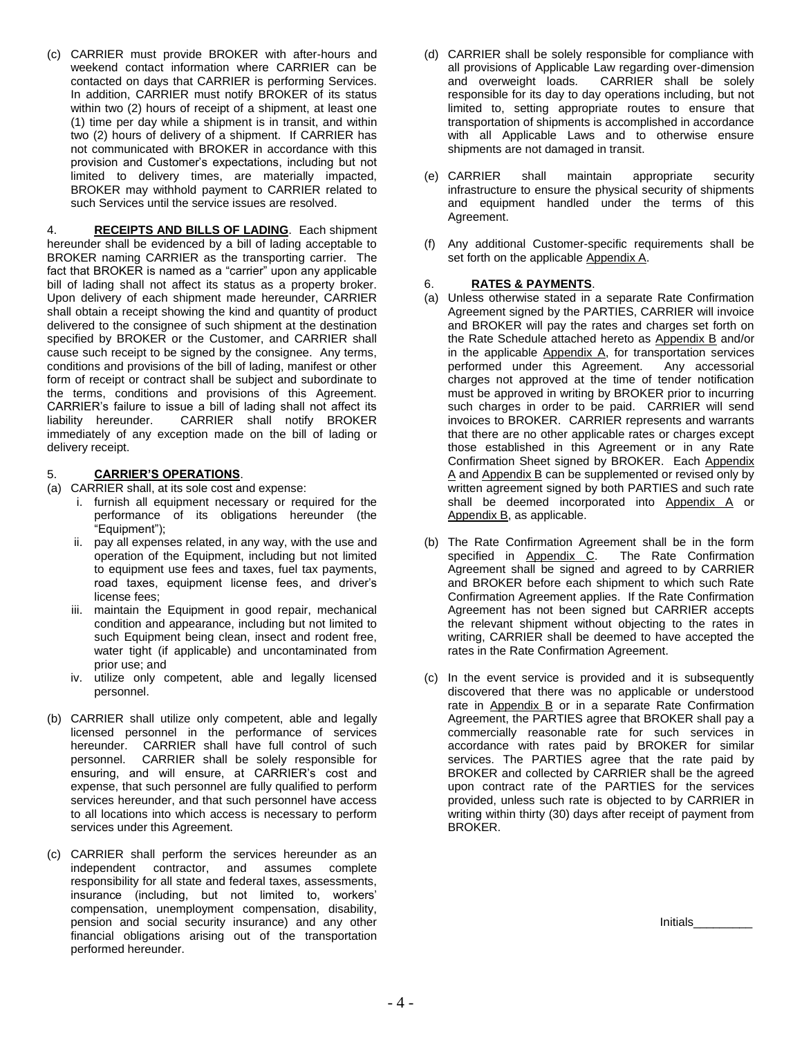(c) CARRIER must provide BROKER with after-hours and weekend contact information where CARRIER can be contacted on days that CARRIER is performing Services. In addition, CARRIER must notify BROKER of its status within two (2) hours of receipt of a shipment, at least one (1) time per day while a shipment is in transit, and within two (2) hours of delivery of a shipment. If CARRIER has not communicated with BROKER in accordance with this provision and Customer's expectations, including but not limited to delivery times, are materially impacted, BROKER may withhold payment to CARRIER related to such Services until the service issues are resolved.

4. **RECEIPTS AND BILLS OF LADING**. Each shipment hereunder shall be evidenced by a bill of lading acceptable to BROKER naming CARRIER as the transporting carrier. The fact that BROKER is named as a "carrier" upon any applicable bill of lading shall not affect its status as a property broker. Upon delivery of each shipment made hereunder, CARRIER shall obtain a receipt showing the kind and quantity of product delivered to the consignee of such shipment at the destination specified by BROKER or the Customer, and CARRIER shall cause such receipt to be signed by the consignee. Any terms, conditions and provisions of the bill of lading, manifest or other form of receipt or contract shall be subject and subordinate to the terms, conditions and provisions of this Agreement. CARRIER's failure to issue a bill of lading shall not affect its liability hereunder. CARRIER shall notify BROKER immediately of any exception made on the bill of lading or delivery receipt.

5. **CARRIER'S OPERATIONS**.

(a) CARRIER shall, at its sole cost and expense:

  i. furnish all equipment necessary or required for the performance of its obligations hereunder (the "Equipment");
  ii. pay all expenses related, in any way, with the use and operation of the Equipment, including but not limited to equipment use fees and taxes, fuel tax payments, road taxes, equipment license fees, and driver's license fees;
  iii. maintain the Equipment in good repair, mechanical condition and appearance, including but not limited to such Equipment being clean, insect and rodent free, water tight (if applicable) and uncontaminated from prior use; and
  iv. utilize only competent, able and legally licensed personnel.

(b) CARRIER shall utilize only competent, able and legally licensed personnel in the performance of services hereunder. CARRIER shall have full control of such personnel. CARRIER shall be solely responsible for ensuring, and will ensure, at CARRIER's cost and expense, that such personnel are fully qualified to perform services hereunder, and that such personnel have access to all locations into which access is necessary to perform services under this Agreement.

(c) CARRIER shall perform the services hereunder as an independent contractor, and assumes complete responsibility for all state and federal taxes, assessments, insurance (including, but not limited to, workers' compensation, unemployment compensation, disability, pension and social security insurance) and any other financial obligations arising out of the transportation performed hereunder.

(d) CARRIER shall be solely responsible for compliance with all provisions of Applicable Law regarding over-dimension and overweight loads. CARRIER shall be solely responsible for its day to day operations including, but not limited to, setting appropriate routes to ensure that transportation of shipments is accomplished in accordance with all Applicable Laws and to otherwise ensure shipments are not damaged in transit.

(e) CARRIER shall maintain appropriate security infrastructure to ensure the physical security of shipments and equipment handled under the terms of this Agreement.

(f) Any additional Customer-specific requirements shall be set forth on the applicable Appendix A.

6. **RATES & PAYMENTS**.

(a) Unless otherwise stated in a separate Rate Confirmation Agreement signed by the PARTIES, CARRIER will invoice and BROKER will pay the rates and charges set forth on the Rate Schedule attached hereto as Appendix B and/or in the applicable Appendix A, for transportation services performed under this Agreement. Any accessorial charges not approved at the time of tender notification must be approved in writing by BROKER prior to incurring such charges in order to be paid. CARRIER will send invoices to BROKER. CARRIER represents and warrants that there are no other applicable rates or charges except those established in this Agreement or in any Rate Confirmation Sheet signed by BROKER. Each Appendix A and Appendix B can be supplemented or revised only by written agreement signed by both PARTIES and such rate shall be deemed incorporated into Appendix A or Appendix B, as applicable.

(b) The Rate Confirmation Agreement shall be in the form specified in Appendix C. The Rate Confirmation Agreement shall be signed and agreed to by CARRIER and BROKER before each shipment to which such Rate Confirmation Agreement applies. If the Rate Confirmation Agreement has not been signed but CARRIER accepts the relevant shipment without objecting to the rates in writing, CARRIER shall be deemed to have accepted the rates in the Rate Confirmation Agreement.

(c) In the event service is provided and it is subsequently discovered that there was no applicable or understood rate in Appendix B or in a separate Rate Confirmation Agreement, the PARTIES agree that BROKER shall pay a commercially reasonable rate for such services in accordance with rates paid by BROKER for similar services. The PARTIES agree that the rate paid by BROKER and collected by CARRIER shall be the agreed upon contract rate of the PARTIES for the services provided, unless such rate is objected to by CARRIER in writing within thirty (30) days after receipt of payment from BROKER.

Initials_________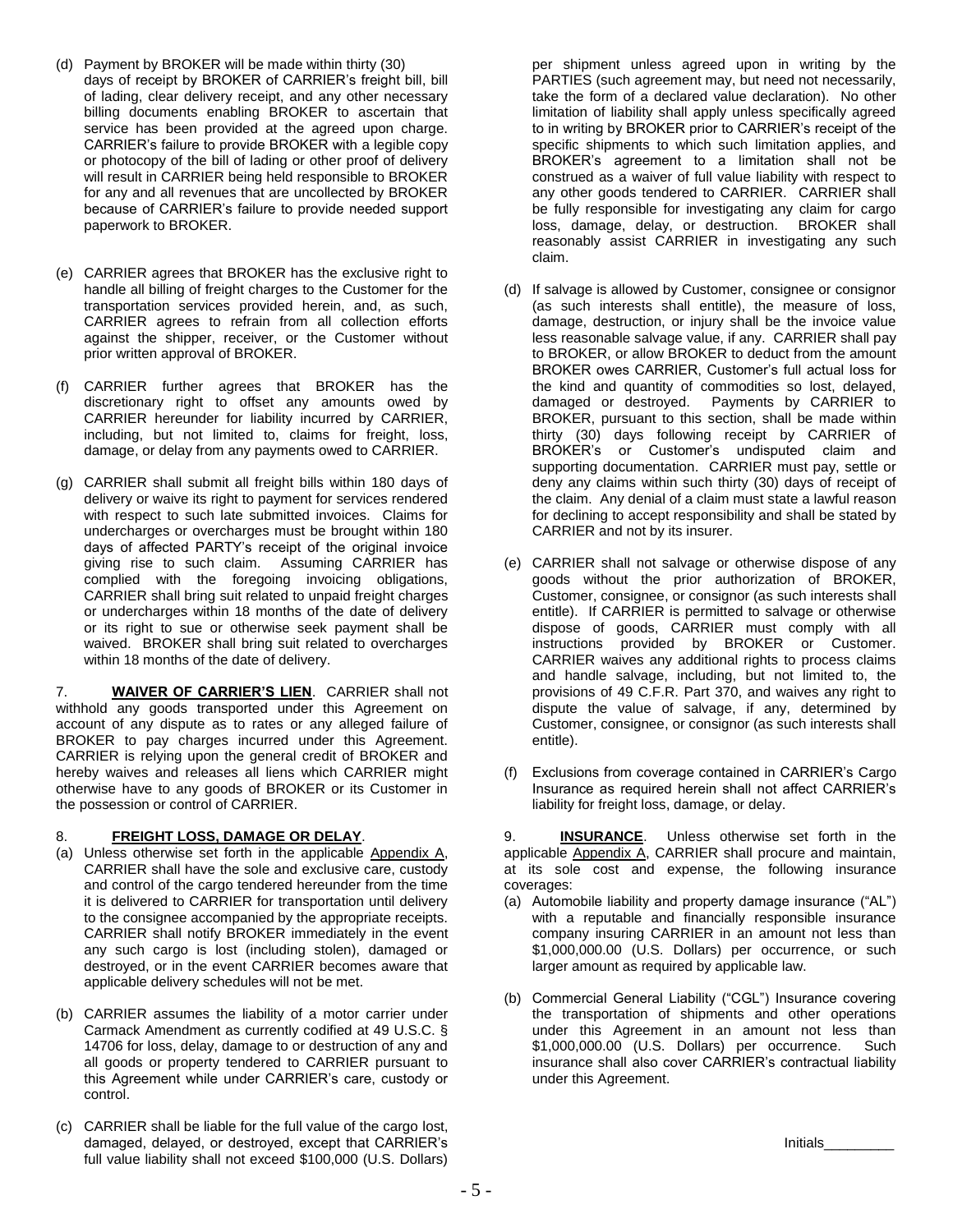(d) Payment by BROKER will be made within thirty (30) days of receipt by BROKER of CARRIER's freight bill, bill of lading, clear delivery receipt, and any other necessary billing documents enabling BROKER to ascertain that service has been provided at the agreed upon charge. CARRIER's failure to provide BROKER with a legible copy or photocopy of the bill of lading or other proof of delivery will result in CARRIER being held responsible to BROKER for any and all revenues that are uncollected by BROKER because of CARRIER's failure to provide needed support paperwork to BROKER.

(e) CARRIER agrees that BROKER has the exclusive right to handle all billing of freight charges to the Customer for the transportation services provided herein, and, as such, CARRIER agrees to refrain from all collection efforts against the shipper, receiver, or the Customer without prior written approval of BROKER.

(f) CARRIER further agrees that BROKER has the discretionary right to offset any amounts owed by CARRIER hereunder for liability incurred by CARRIER, including, but not limited to, claims for freight, loss, damage, or delay from any payments owed to CARRIER.

(g) CARRIER shall submit all freight bills within 180 days of delivery or waive its right to payment for services rendered with respect to such late submitted invoices. Claims for undercharges or overcharges must be brought within 180 days of affected PARTY's receipt of the original invoice giving rise to such claim. Assuming CARRIER has complied with the foregoing invoicing obligations, CARRIER shall bring suit related to unpaid freight charges or undercharges within 18 months of the date of delivery or its right to sue or otherwise seek payment shall be waived. BROKER shall bring suit related to overcharges within 18 months of the date of delivery.

7. **WAIVER OF CARRIER'S LIEN**. CARRIER shall not withhold any goods transported under this Agreement on account of any dispute as to rates or any alleged failure of BROKER to pay charges incurred under this Agreement. CARRIER is relying upon the general credit of BROKER and hereby waives and releases all liens which CARRIER might otherwise have to any goods of BROKER or its Customer in the possession or control of CARRIER.

8. **FREIGHT LOSS, DAMAGE OR DELAY**.

(a) Unless otherwise set forth in the applicable Appendix A, CARRIER shall have the sole and exclusive care, custody and control of the cargo tendered hereunder from the time it is delivered to CARRIER for transportation until delivery to the consignee accompanied by the appropriate receipts. CARRIER shall notify BROKER immediately in the event any such cargo is lost (including stolen), damaged or destroyed, or in the event CARRIER becomes aware that applicable delivery schedules will not be met.

(b) CARRIER assumes the liability of a motor carrier under Carmack Amendment as currently codified at 49 U.S.C. § 14706 for loss, delay, damage to or destruction of any and all goods or property tendered to CARRIER pursuant to this Agreement while under CARRIER's care, custody or control.

(c) CARRIER shall be liable for the full value of the cargo lost, damaged, delayed, or destroyed, except that CARRIER's full value liability shall not exceed $100,000 (U.S. Dollars) per shipment unless agreed upon in writing by the PARTIES (such agreement may, but need not necessarily, take the form of a declared value declaration). No other limitation of liability shall apply unless specifically agreed to in writing by BROKER prior to CARRIER's receipt of the specific shipments to which such limitation applies, and BROKER's agreement to a limitation shall not be construed as a waiver of full value liability with respect to any other goods tendered to CARRIER. CARRIER shall be fully responsible for investigating any claim for cargo loss, damage, delay, or destruction. BROKER shall reasonably assist CARRIER in investigating any such claim.

(d) If salvage is allowed by Customer, consignee or consignor (as such interests shall entitle), the measure of loss, damage, destruction, or injury shall be the invoice value less reasonable salvage value, if any. CARRIER shall pay to BROKER, or allow BROKER to deduct from the amount BROKER owes CARRIER, Customer's full actual loss for the kind and quantity of commodities so lost, delayed, damaged or destroyed. Payments by CARRIER to BROKER, pursuant to this section, shall be made within thirty (30) days following receipt by CARRIER of BROKER's or Customer's undisputed claim and supporting documentation. CARRIER must pay, settle or deny any claims within such thirty (30) days of receipt of the claim. Any denial of a claim must state a lawful reason for declining to accept responsibility and shall be stated by CARRIER and not by its insurer.

(e) CARRIER shall not salvage or otherwise dispose of any goods without the prior authorization of BROKER, Customer, consignee, or consignor (as such interests shall entitle). If CARRIER is permitted to salvage or otherwise dispose of goods, CARRIER must comply with all instructions provided by BROKER or Customer. CARRIER waives any additional rights to process claims and handle salvage, including, but not limited to, the provisions of 49 C.F.R. Part 370, and waives any right to dispute the value of salvage, if any, determined by Customer, consignee, or consignor (as such interests shall entitle).

(f) Exclusions from coverage contained in CARRIER's Cargo Insurance as required herein shall not affect CARRIER's liability for freight loss, damage, or delay.

9. **INSURANCE**. Unless otherwise set forth in the applicable Appendix A, CARRIER shall procure and maintain, at its sole cost and expense, the following insurance coverages:

(a) Automobile liability and property damage insurance ("AL") with a reputable and financially responsible insurance company insuring CARRIER in an amount not less than $1,000,000.00 (U.S. Dollars) per occurrence, or such larger amount as required by applicable law.

(b) Commercial General Liability ("CGL") Insurance covering the transportation of shipments and other operations under this Agreement in an amount not less than $1,000,000.00 (U.S. Dollars) per occurrence. Such insurance shall also cover CARRIER's contractual liability under this Agreement.

Initials_________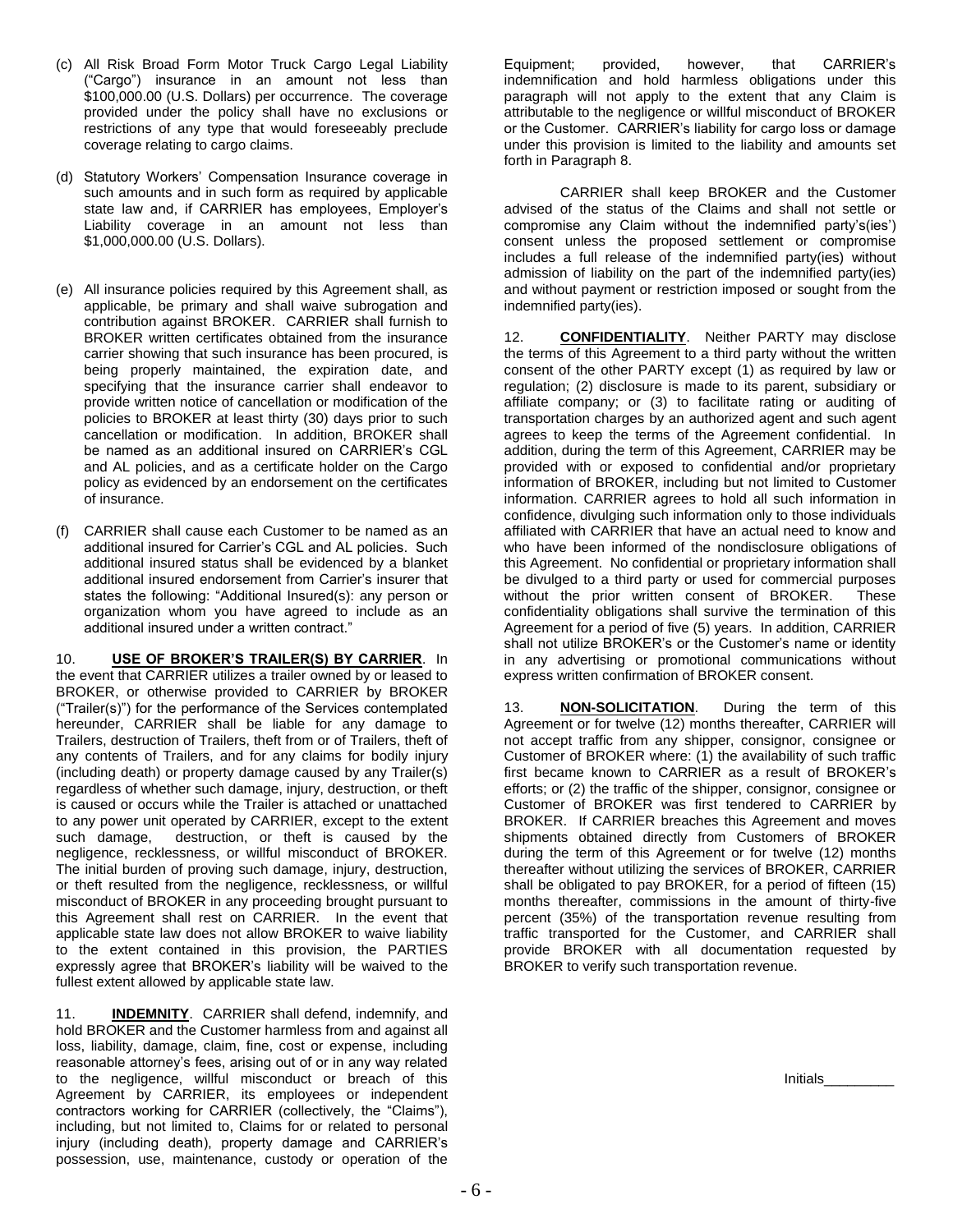(c) All Risk Broad Form Motor Truck Cargo Legal Liability ("Cargo") insurance in an amount not less than $100,000.00 (U.S. Dollars) per occurrence. The coverage provided under the policy shall have no exclusions or restrictions of any type that would foreseeably preclude coverage relating to cargo claims.

(d) Statutory Workers' Compensation Insurance coverage in such amounts and in such form as required by applicable state law and, if CARRIER has employees, Employer's Liability coverage in an amount not less than $1,000,000.00 (U.S. Dollars).

(e) All insurance policies required by this Agreement shall, as applicable, be primary and shall waive subrogation and contribution against BROKER. CARRIER shall furnish to BROKER written certificates obtained from the insurance carrier showing that such insurance has been procured, is being properly maintained, the expiration date, and specifying that the insurance carrier shall endeavor to provide written notice of cancellation or modification of the policies to BROKER at least thirty (30) days prior to such cancellation or modification. In addition, BROKER shall be named as an additional insured on CARRIER's CGL and AL policies, and as a certificate holder on the Cargo policy as evidenced by an endorsement on the certificates of insurance.

(f) CARRIER shall cause each Customer to be named as an additional insured for Carrier's CGL and AL policies. Such additional insured status shall be evidenced by a blanket additional insured endorsement from Carrier's insurer that states the following: "Additional Insured(s): any person or organization whom you have agreed to include as an additional insured under a written contract."

10. **USE OF BROKER'S TRAILER(S) BY CARRIER**. In the event that CARRIER utilizes a trailer owned by or leased to BROKER, or otherwise provided to CARRIER by BROKER ("Trailer(s)") for the performance of the Services contemplated hereunder, CARRIER shall be liable for any damage to Trailers, destruction of Trailers, theft from or of Trailers, theft of any contents of Trailers, and for any claims for bodily injury (including death) or property damage caused by any Trailer(s) regardless of whether such damage, injury, destruction, or theft is caused or occurs while the Trailer is attached or unattached to any power unit operated by CARRIER, except to the extent such damage, destruction, or theft is caused by the negligence, recklessness, or willful misconduct of BROKER. The initial burden of proving such damage, injury, destruction, or theft resulted from the negligence, recklessness, or willful misconduct of BROKER in any proceeding brought pursuant to this Agreement shall rest on CARRIER. In the event that applicable state law does not allow BROKER to waive liability to the extent contained in this provision, the PARTIES expressly agree that BROKER's liability will be waived to the fullest extent allowed by applicable state law.

11. **INDEMNITY**. CARRIER shall defend, indemnify, and hold BROKER and the Customer harmless from and against all loss, liability, damage, claim, fine, cost or expense, including reasonable attorney's fees, arising out of or in any way related to the negligence, willful misconduct or breach of this Agreement by CARRIER, its employees or independent contractors working for CARRIER (collectively, the "Claims"), including, but not limited to, Claims for or related to personal injury (including death), property damage and CARRIER's possession, use, maintenance, custody or operation of the Equipment; provided, however, that CARRIER's indemnification and hold harmless obligations under this paragraph will not apply to the extent that any Claim is attributable to the negligence or willful misconduct of BROKER or the Customer. CARRIER's liability for cargo loss or damage under this provision is limited to the liability and amounts set forth in Paragraph 8.

CARRIER shall keep BROKER and the Customer advised of the status of the Claims and shall not settle or compromise any Claim without the indemnified party's(ies') consent unless the proposed settlement or compromise includes a full release of the indemnified party(ies) without admission of liability on the part of the indemnified party(ies) and without payment or restriction imposed or sought from the indemnified party(ies).

12. **CONFIDENTIALITY**. Neither PARTY may disclose the terms of this Agreement to a third party without the written consent of the other PARTY except (1) as required by law or regulation; (2) disclosure is made to its parent, subsidiary or affiliate company; or (3) to facilitate rating or auditing of transportation charges by an authorized agent and such agent agrees to keep the terms of the Agreement confidential. In addition, during the term of this Agreement, CARRIER may be provided with or exposed to confidential and/or proprietary information of BROKER, including but not limited to Customer information. CARRIER agrees to hold all such information in confidence, divulging such information only to those individuals affiliated with CARRIER that have an actual need to know and who have been informed of the nondisclosure obligations of this Agreement. No confidential or proprietary information shall be divulged to a third party or used for commercial purposes without the prior written consent of BROKER. These confidentiality obligations shall survive the termination of this Agreement for a period of five (5) years. In addition, CARRIER shall not utilize BROKER's or the Customer's name or identity in any advertising or promotional communications without express written confirmation of BROKER consent.

13. **NON-SOLICITATION**. During the term of this Agreement or for twelve (12) months thereafter, CARRIER will not accept traffic from any shipper, consignor, consignee or Customer of BROKER where: (1) the availability of such traffic first became known to CARRIER as a result of BROKER's efforts; or (2) the traffic of the shipper, consignor, consignee or Customer of BROKER was first tendered to CARRIER by BROKER. If CARRIER breaches this Agreement and moves shipments obtained directly from Customers of BROKER during the term of this Agreement or for twelve (12) months thereafter without utilizing the services of BROKER, CARRIER shall be obligated to pay BROKER, for a period of fifteen (15) months thereafter, commissions in the amount of thirty-five percent (35%) of the transportation revenue resulting from traffic transported for the Customer, and CARRIER shall provide BROKER with all documentation requested by BROKER to verify such transportation revenue.

Initials_________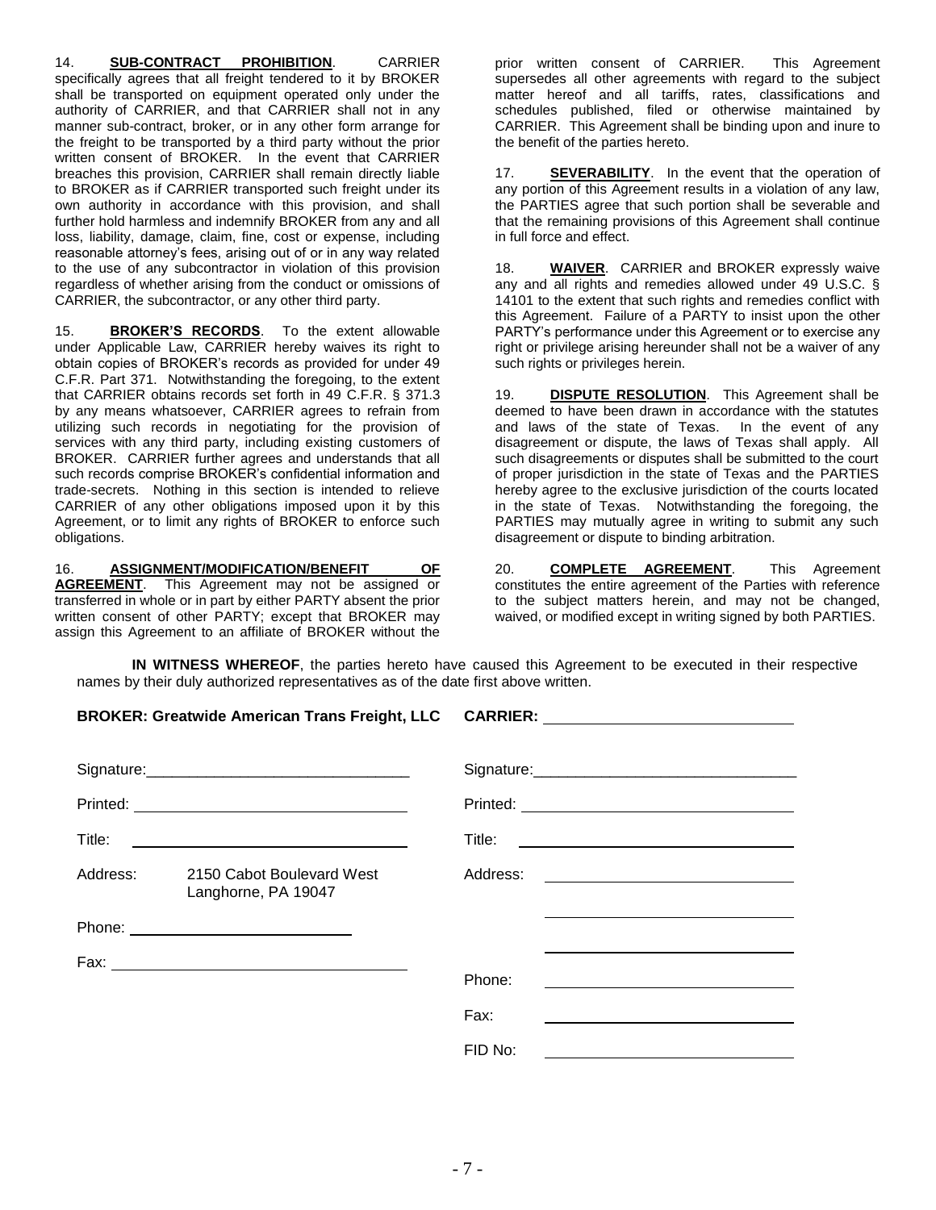14. **SUB-CONTRACT PROHIBITION**. CARRIER specifically agrees that all freight tendered to it by BROKER shall be transported on equipment operated only under the authority of CARRIER, and that CARRIER shall not in any manner sub-contract, broker, or in any other form arrange for the freight to be transported by a third party without the prior written consent of BROKER. In the event that CARRIER breaches this provision, CARRIER shall remain directly liable to BROKER as if CARRIER transported such freight under its own authority in accordance with this provision, and shall further hold harmless and indemnify BROKER from any and all loss, liability, damage, claim, fine, cost or expense, including reasonable attorney's fees, arising out of or in any way related to the use of any subcontractor in violation of this provision regardless of whether arising from the conduct or omissions of CARRIER, the subcontractor, or any other third party.

15. **BROKER'S RECORDS**. To the extent allowable under Applicable Law, CARRIER hereby waives its right to obtain copies of BROKER's records as provided for under 49 C.F.R. Part 371. Notwithstanding the foregoing, to the extent that CARRIER obtains records set forth in 49 C.F.R. § 371.3 by any means whatsoever, CARRIER agrees to refrain from utilizing such records in negotiating for the provision of services with any third party, including existing customers of BROKER. CARRIER further agrees and understands that all such records comprise BROKER's confidential information and trade-secrets. Nothing in this section is intended to relieve CARRIER of any other obligations imposed upon it by this Agreement, or to limit any rights of BROKER to enforce such obligations.

16. **ASSIGNMENT/MODIFICATION/BENEFIT OF AGREEMENT**. This Agreement may not be assigned or transferred in whole or in part by either PARTY absent the prior written consent of other PARTY; except that BROKER may assign this Agreement to an affiliate of BROKER without the prior written consent of CARRIER. This Agreement supersedes all other agreements with regard to the subject matter hereof and all tariffs, rates, classifications and schedules published, filed or otherwise maintained by CARRIER. This Agreement shall be binding upon and inure to the benefit of the parties hereto.

17. **SEVERABILITY**. In the event that the operation of any portion of this Agreement results in a violation of any law, the PARTIES agree that such portion shall be severable and that the remaining provisions of this Agreement shall continue in full force and effect.

18. **WAIVER**. CARRIER and BROKER expressly waive any and all rights and remedies allowed under 49 U.S.C. § 14101 to the extent that such rights and remedies conflict with this Agreement. Failure of a PARTY to insist upon the other PARTY's performance under this Agreement or to exercise any right or privilege arising hereunder shall not be a waiver of any such rights or privileges herein.

19. **DISPUTE RESOLUTION**. This Agreement shall be deemed to have been drawn in accordance with the statutes and laws of the state of Texas. In the event of any disagreement or dispute, the laws of Texas shall apply. All such disagreements or disputes shall be submitted to the court of proper jurisdiction in the state of Texas and the PARTIES hereby agree to the exclusive jurisdiction of the courts located in the state of Texas. Notwithstanding the foregoing, the PARTIES may mutually agree in writing to submit any such disagreement or dispute to binding arbitration.

20. **COMPLETE AGREEMENT**. This Agreement constitutes the entire agreement of the Parties with reference to the subject matters herein, and may not be changed, waived, or modified except in writing signed by both PARTIES.

**IN WITNESS WHEREOF**, the parties hereto have caused this Agreement to be executed in their respective names by their duly authorized representatives as of the date first above written.

**BROKER: Greatwide American Trans Freight, LLC**

Signature: ______________________________

Printed: ______________________________

Title: ______________________________

Address: 2150 Cabot Boulevard West
Langhorne, PA 19047

Phone: ______________________________

Fax: ______________________________

**CARRIER:** ______________________________

Signature: ______________________________

Printed: ______________________________

Title: ______________________________

Address: ______________________________

______________________________

______________________________

Phone: ______________________________

Fax: ______________________________

FID No: ______________________________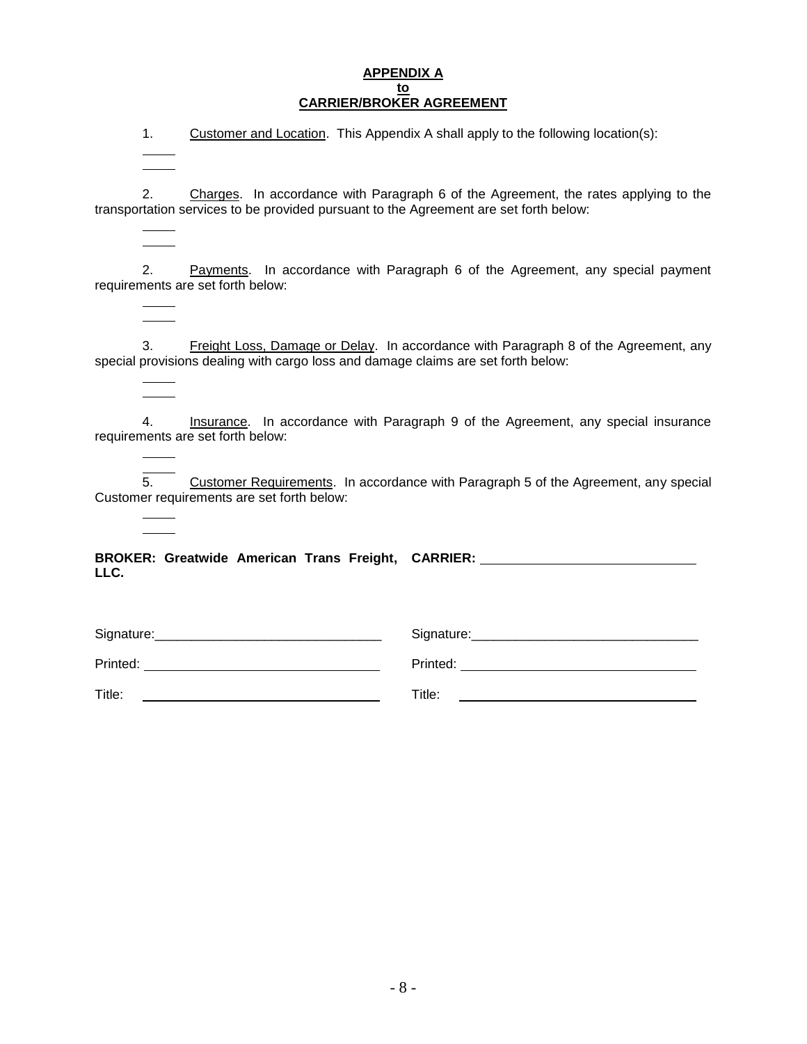**APPENDIX A**
**to**
**CARRIER/BROKER AGREEMENT**

1. Customer and Location. This Appendix A shall apply to the following location(s):

\_\_\_\_\_

\_\_\_\_\_

2. Charges. In accordance with Paragraph 6 of the Agreement, the rates applying to the transportation services to be provided pursuant to the Agreement are set forth below:

\_\_\_\_\_

\_\_\_\_\_

2. Payments. In accordance with Paragraph 6 of the Agreement, any special payment requirements are set forth below:

\_\_\_\_\_

\_\_\_\_\_

3. Freight Loss, Damage or Delay. In accordance with Paragraph 8 of the Agreement, any special provisions dealing with cargo loss and damage claims are set forth below:

\_\_\_\_\_

\_\_\_\_\_

4. Insurance. In accordance with Paragraph 9 of the Agreement, any special insurance requirements are set forth below:

\_\_\_\_\_

\_\_\_\_\_

5. Customer Requirements. In accordance with Paragraph 5 of the Agreement, any special Customer requirements are set forth below:

\_\_\_\_\_

\_\_\_\_\_

**BROKER: Greatwide American Trans Freight, LLC.**

Signature:\_\_\_\_\_\_\_\_\_\_\_\_\_\_\_\_\_\_\_\_\_\_\_\_\_\_\_\_\_\_

Printed: \_\_\_\_\_\_\_\_\_\_\_\_\_\_\_\_\_\_\_\_\_\_\_\_\_\_\_\_\_\_

Title: \_\_\_\_\_\_\_\_\_\_\_\_\_\_\_\_\_\_\_\_\_\_\_\_\_\_\_\_\_\_

**CARRIER:** \_\_\_\_\_\_\_\_\_\_\_\_\_\_\_\_\_\_\_\_\_\_\_\_\_\_\_\_\_\_

Signature:\_\_\_\_\_\_\_\_\_\_\_\_\_\_\_\_\_\_\_\_\_\_\_\_\_\_\_\_\_\_

Printed: \_\_\_\_\_\_\_\_\_\_\_\_\_\_\_\_\_\_\_\_\_\_\_\_\_\_\_\_\_\_

Title: \_\_\_\_\_\_\_\_\_\_\_\_\_\_\_\_\_\_\_\_\_\_\_\_\_\_\_\_\_\_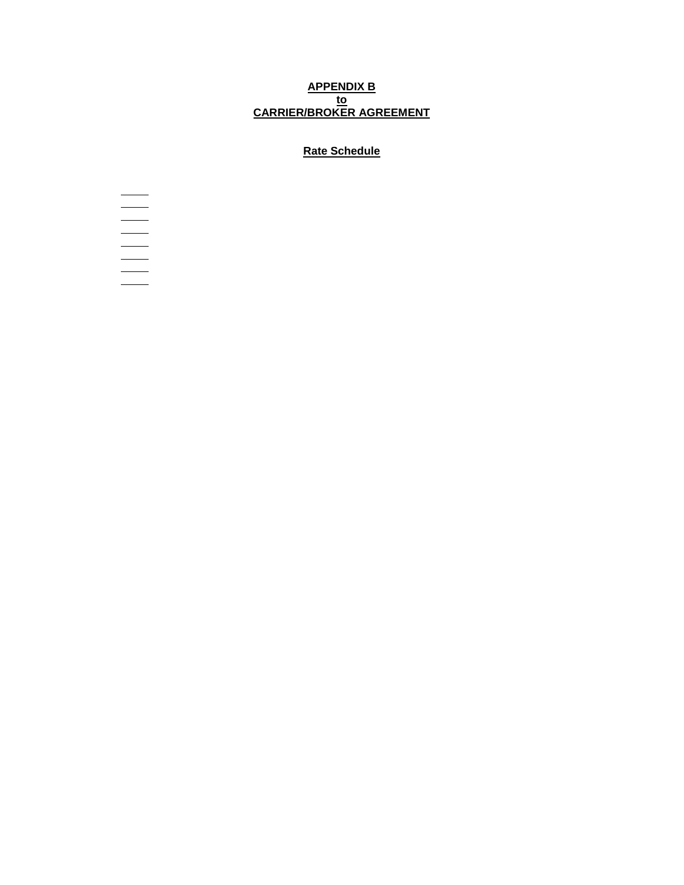**APPENDIX B**
**to**
**CARRIER/BROKER AGREEMENT**

**Rate Schedule**

\_\_\_\_\_\_

\_\_\_\_\_\_

\_\_\_\_\_\_

\_\_\_\_\_\_

\_\_\_\_\_\_

\_\_\_\_\_\_

\_\_\_\_\_\_

\_\_\_\_\_\_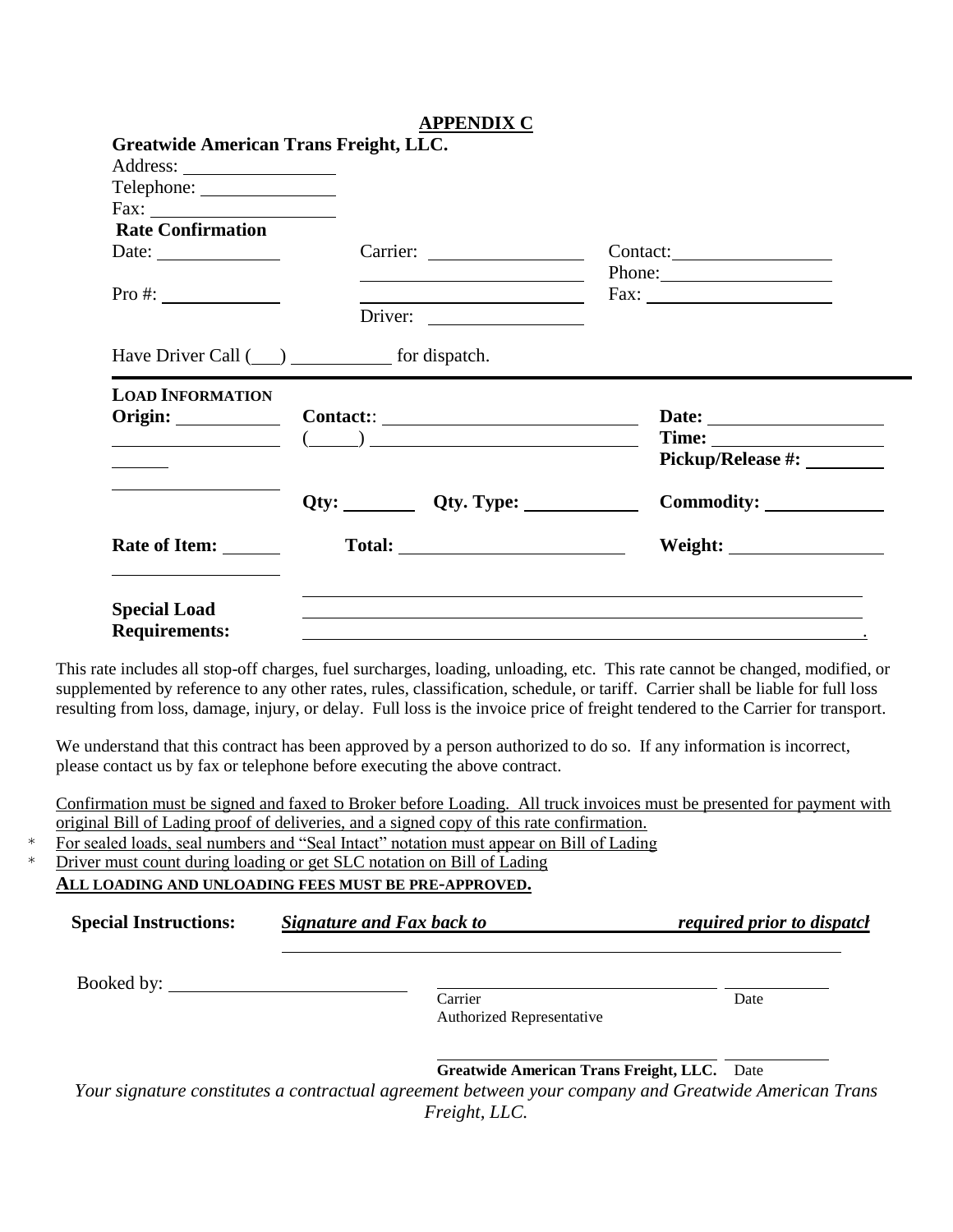# APPENDIX C

**Greatwide American Trans Freight, LLC.**

Address: ______________

Telephone: ______________

Fax: ______________

**Rate Confirmation**

Date: ______________ Carrier: ______________ Contact: ______________

Phone: ______________

Pro #: ______________ ______________ Fax: ______________

Driver: ______________

Have Driver Call (___) __________ for dispatch.

---

**LOAD INFORMATION**

**Origin:** ______________ **Contact::** ______________ **Date:** ______________

(_____) ______________ **Time:** ______________

**Pickup/Release #:** ______________

**Qty:** ________ **Qty. Type:** ______________ **Commodity:** ______________

**Rate of Item:** ______ **Total:** ______________ **Weight:** ______________

**Special Load Requirements:** ______________________________________________.

This rate includes all stop-off charges, fuel surcharges, loading, unloading, etc. This rate cannot be changed, modified, or supplemented by reference to any other rates, rules, classification, schedule, or tariff. Carrier shall be liable for full loss resulting from loss, damage, injury, or delay. Full loss is the invoice price of freight tendered to the Carrier for transport.

We understand that this contract has been approved by a person authorized to do so. If any information is incorrect, please contact us by fax or telephone before executing the above contract.

<u>Confirmation must be signed and faxed to Broker before Loading. All truck invoices must be presented for payment with original Bill of Lading proof of deliveries, and a signed copy of this rate confirmation.</u>

* <u>For sealed loads, seal numbers and "Seal Intact" notation must appear on Bill of Lading</u>
* <u>Driver must count during loading or get SLC notation on Bill of Lading</u>

**<u>ALL LOADING AND UNLOADING FEES MUST BE PRE-APPROVED.</u>**

**Special Instructions:** ***<u>Signature and Fax back to ______________ required prior to dispatch</u>***

Booked by: ______________

______________ ______________
Carrier Date
Authorized Representative

______________ ______________
**Greatwide American Trans Freight, LLC.** Date

*Your signature constitutes a contractual agreement between your company and Greatwide American Trans Freight, LLC.*